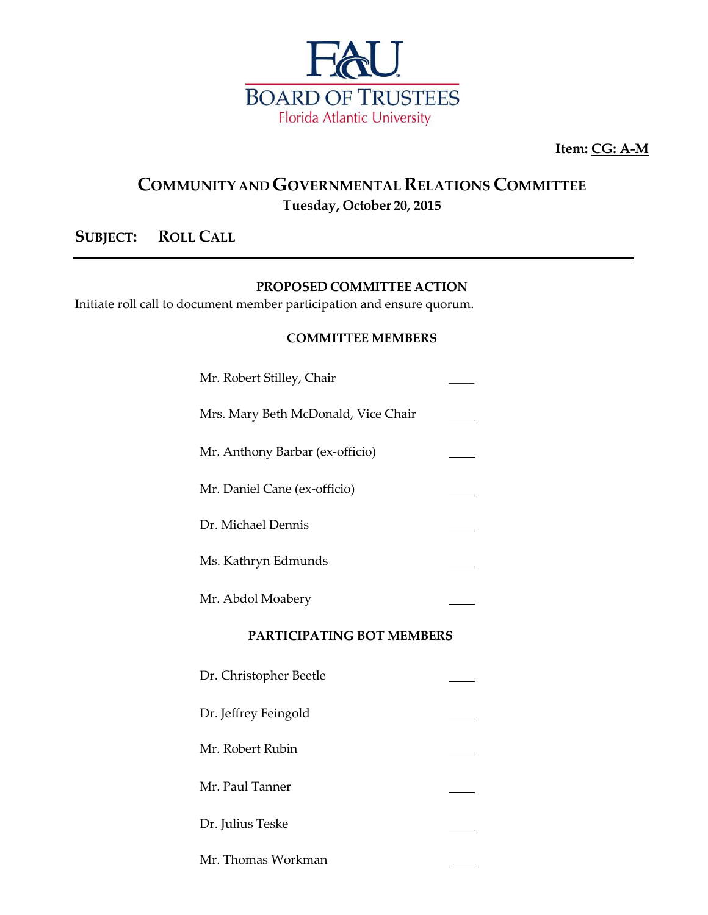# FAU BOARD OF TRUSTEES
Florida Atlantic University

**Item: CG: A-M**

## COMMUNITY AND GOVERNMENTAL RELATIONS COMMITTEE
**Tuesday, October 20, 2015**

## SUBJECT: ROLL CALL

**PROPOSED COMMITTEE ACTION**

Initiate roll call to document member participation and ensure quorum.

**COMMITTEE MEMBERS**

Mr. Robert Stilley, Chair ____

Mrs. Mary Beth McDonald, Vice Chair ____

Mr. Anthony Barbar (ex-officio) ____

Mr. Daniel Cane (ex-officio) ____

Dr. Michael Dennis ____

Ms. Kathryn Edmunds ____

Mr. Abdol Moabery ____

**PARTICIPATING BOT MEMBERS**

Dr. Christopher Beetle ____

Dr. Jeffrey Feingold ____

Mr. Robert Rubin ____

Mr. Paul Tanner ____

Dr. Julius Teske ____

Mr. Thomas Workman ____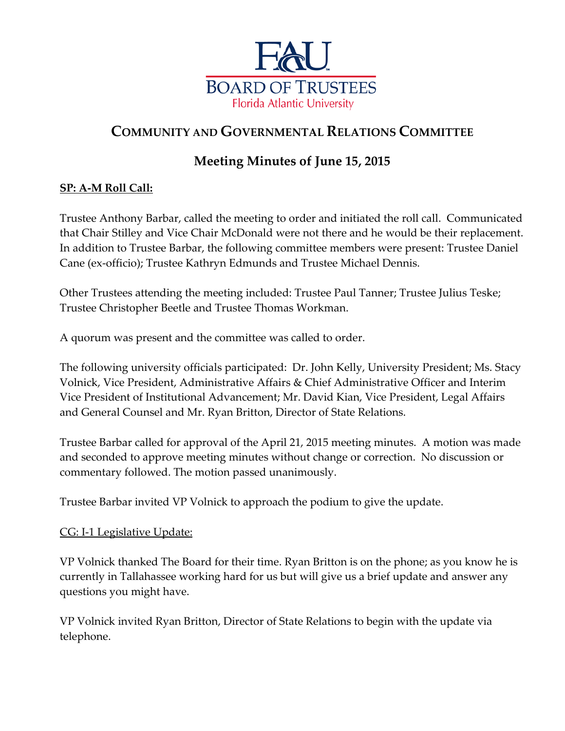# Community and Governmental Relations Committee

## Meeting Minutes of June 15, 2015

**SP: A-M Roll Call:**

Trustee Anthony Barbar, called the meeting to order and initiated the roll call. Communicated that Chair Stilley and Vice Chair McDonald were not there and he would be their replacement. In addition to Trustee Barbar, the following committee members were present: Trustee Daniel Cane (ex-officio); Trustee Kathryn Edmunds and Trustee Michael Dennis.

Other Trustees attending the meeting included: Trustee Paul Tanner; Trustee Julius Teske; Trustee Christopher Beetle and Trustee Thomas Workman.

A quorum was present and the committee was called to order.

The following university officials participated: Dr. John Kelly, University President; Ms. Stacy Volnick, Vice President, Administrative Affairs & Chief Administrative Officer and Interim Vice President of Institutional Advancement; Mr. David Kian, Vice President, Legal Affairs and General Counsel and Mr. Ryan Britton, Director of State Relations.

Trustee Barbar called for approval of the April 21, 2015 meeting minutes. A motion was made and seconded to approve meeting minutes without change or correction. No discussion or commentary followed. The motion passed unanimously.

Trustee Barbar invited VP Volnick to approach the podium to give the update.

CG: I-1 Legislative Update:

VP Volnick thanked The Board for their time. Ryan Britton is on the phone; as you know he is currently in Tallahassee working hard for us but will give us a brief update and answer any questions you might have.

VP Volnick invited Ryan Britton, Director of State Relations to begin with the update via telephone.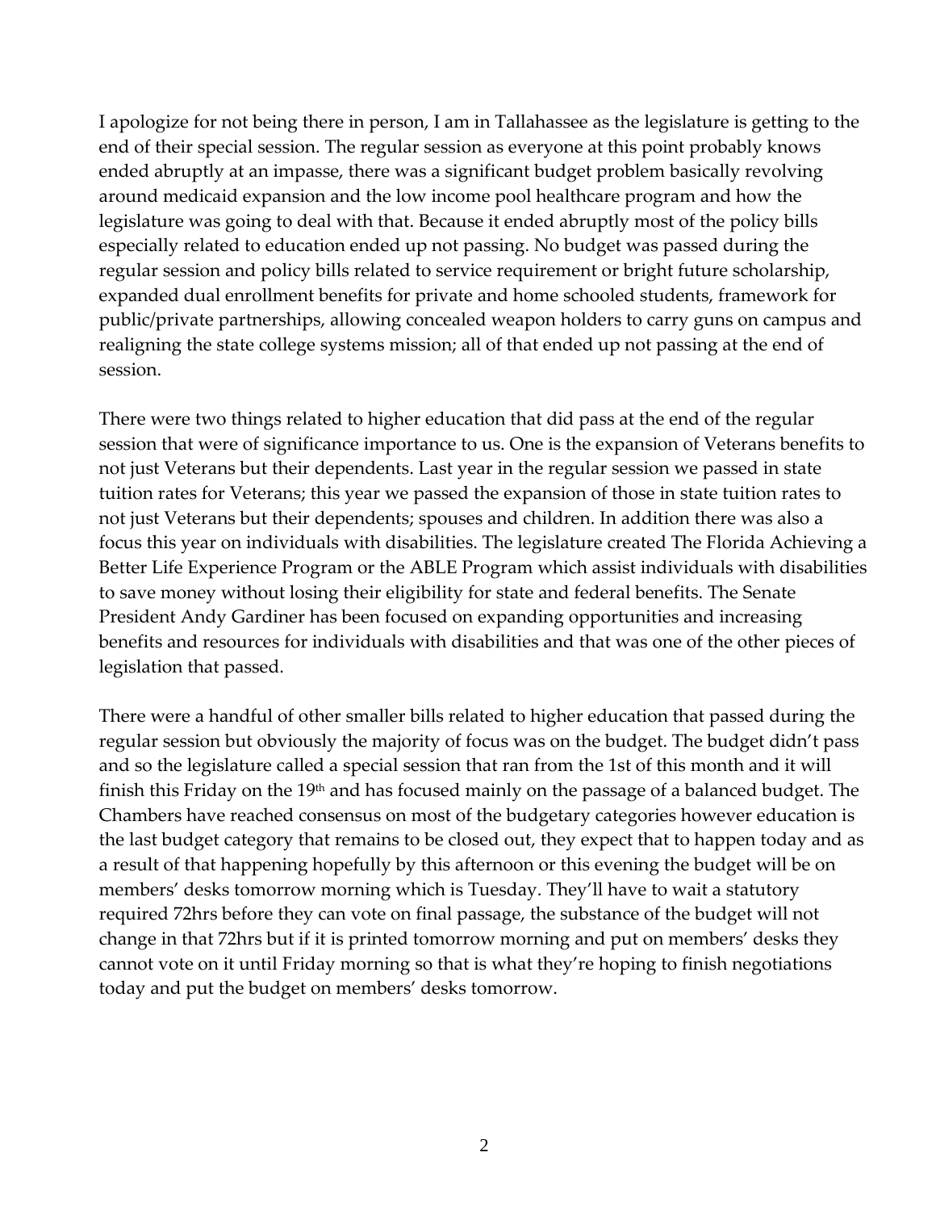I apologize for not being there in person, I am in Tallahassee as the legislature is getting to the end of their special session. The regular session as everyone at this point probably knows ended abruptly at an impasse, there was a significant budget problem basically revolving around medicaid expansion and the low income pool healthcare program and how the legislature was going to deal with that. Because it ended abruptly most of the policy bills especially related to education ended up not passing. No budget was passed during the regular session and policy bills related to service requirement or bright future scholarship, expanded dual enrollment benefits for private and home schooled students, framework for public/private partnerships, allowing concealed weapon holders to carry guns on campus and realigning the state college systems mission; all of that ended up not passing at the end of session.

There were two things related to higher education that did pass at the end of the regular session that were of significance importance to us. One is the expansion of Veterans benefits to not just Veterans but their dependents. Last year in the regular session we passed in state tuition rates for Veterans; this year we passed the expansion of those in state tuition rates to not just Veterans but their dependents; spouses and children. In addition there was also a focus this year on individuals with disabilities. The legislature created The Florida Achieving a Better Life Experience Program or the ABLE Program which assist individuals with disabilities to save money without losing their eligibility for state and federal benefits. The Senate President Andy Gardiner has been focused on expanding opportunities and increasing benefits and resources for individuals with disabilities and that was one of the other pieces of legislation that passed.

There were a handful of other smaller bills related to higher education that passed during the regular session but obviously the majority of focus was on the budget. The budget didn't pass and so the legislature called a special session that ran from the 1st of this month and it will finish this Friday on the 19th and has focused mainly on the passage of a balanced budget. The Chambers have reached consensus on most of the budgetary categories however education is the last budget category that remains to be closed out, they expect that to happen today and as a result of that happening hopefully by this afternoon or this evening the budget will be on members' desks tomorrow morning which is Tuesday. They'll have to wait a statutory required 72hrs before they can vote on final passage, the substance of the budget will not change in that 72hrs but if it is printed tomorrow morning and put on members' desks they cannot vote on it until Friday morning so that is what they're hoping to finish negotiations today and put the budget on members' desks tomorrow.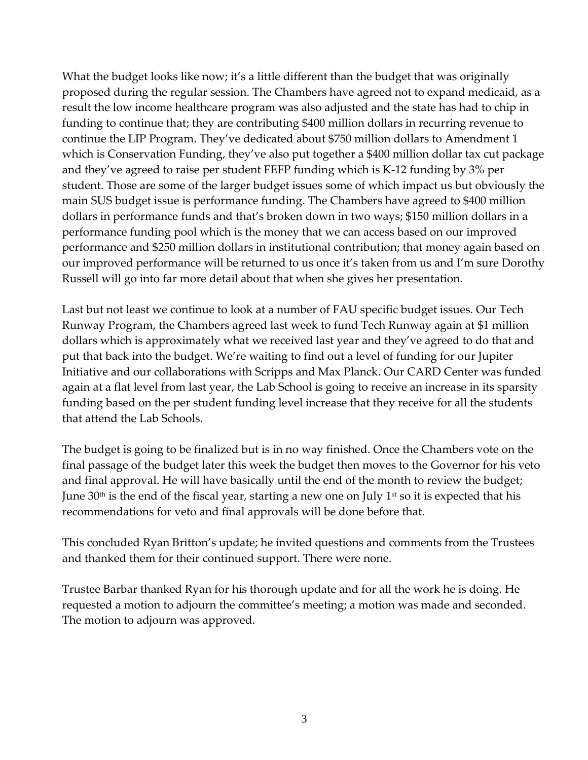What the budget looks like now; it's a little different than the budget that was originally proposed during the regular session. The Chambers have agreed not to expand medicaid, as a result the low income healthcare program was also adjusted and the state has had to chip in funding to continue that; they are contributing $400 million dollars in recurring revenue to continue the LIP Program. They've dedicated about $750 million dollars to Amendment 1 which is Conservation Funding, they've also put together a $400 million dollar tax cut package and they've agreed to raise per student FEFP funding which is K-12 funding by 3% per student. Those are some of the larger budget issues some of which impact us but obviously the main SUS budget issue is performance funding. The Chambers have agreed to $400 million dollars in performance funds and that's broken down in two ways; $150 million dollars in a performance funding pool which is the money that we can access based on our improved performance and $250 million dollars in institutional contribution; that money again based on our improved performance will be returned to us once it's taken from us and I'm sure Dorothy Russell will go into far more detail about that when she gives her presentation.

Last but not least we continue to look at a number of FAU specific budget issues. Our Tech Runway Program, the Chambers agreed last week to fund Tech Runway again at $1 million dollars which is approximately what we received last year and they've agreed to do that and put that back into the budget. We're waiting to find out a level of funding for our Jupiter Initiative and our collaborations with Scripps and Max Planck. Our CARD Center was funded again at a flat level from last year, the Lab School is going to receive an increase in its sparsity funding based on the per student funding level increase that they receive for all the students that attend the Lab Schools.

The budget is going to be finalized but is in no way finished. Once the Chambers vote on the final passage of the budget later this week the budget then moves to the Governor for his veto and final approval. He will have basically until the end of the month to review the budget; June 30th is the end of the fiscal year, starting a new one on July 1st so it is expected that his recommendations for veto and final approvals will be done before that.

This concluded Ryan Britton's update; he invited questions and comments from the Trustees and thanked them for their continued support. There were none.

Trustee Barbar thanked Ryan for his thorough update and for all the work he is doing. He requested a motion to adjourn the committee's meeting; a motion was made and seconded. The motion to adjourn was approved.